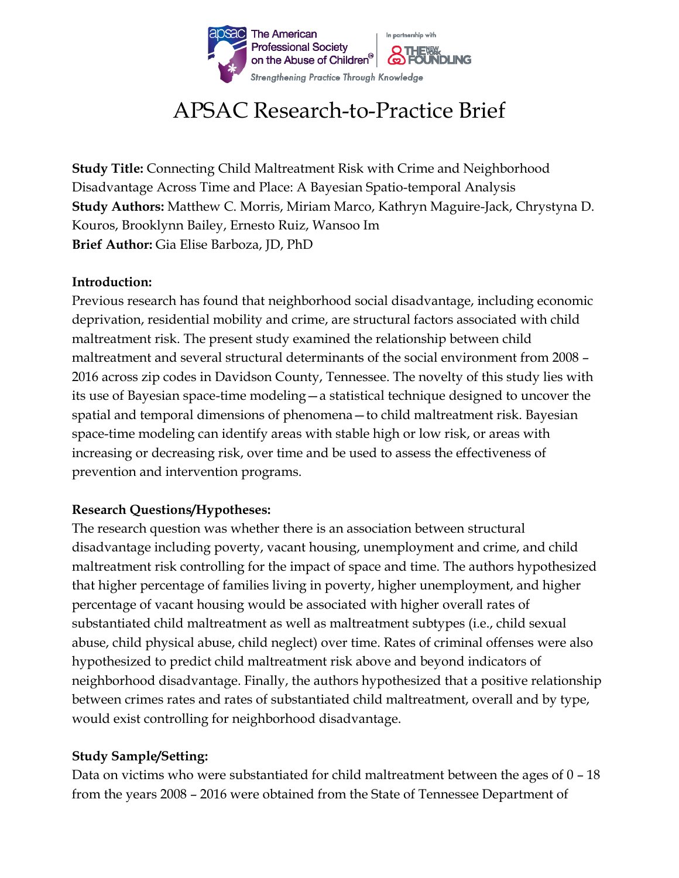# APSAC Research-to-Practice Brief

**Study Title:** Connecting Child Maltreatment Risk with Crime and Neighborhood Disadvantage Across Time and Place: A Bayesian Spatio-temporal Analysis
**Study Authors:** Matthew C. Morris, Miriam Marco, Kathryn Maguire-Jack, Chrystyna D. Kouros, Brooklynn Bailey, Ernesto Ruiz, Wansoo Im
**Brief Author:** Gia Elise Barboza, JD, PhD

**Introduction:**

Previous research has found that neighborhood social disadvantage, including economic deprivation, residential mobility and crime, are structural factors associated with child maltreatment risk. The present study examined the relationship between child maltreatment and several structural determinants of the social environment from 2008 – 2016 across zip codes in Davidson County, Tennessee. The novelty of this study lies with its use of Bayesian space-time modeling—a statistical technique designed to uncover the spatial and temporal dimensions of phenomena—to child maltreatment risk. Bayesian space-time modeling can identify areas with stable high or low risk, or areas with increasing or decreasing risk, over time and be used to assess the effectiveness of prevention and intervention programs.

**Research Questions/Hypotheses:**

The research question was whether there is an association between structural disadvantage including poverty, vacant housing, unemployment and crime, and child maltreatment risk controlling for the impact of space and time. The authors hypothesized that higher percentage of families living in poverty, higher unemployment, and higher percentage of vacant housing would be associated with higher overall rates of substantiated child maltreatment as well as maltreatment subtypes (i.e., child sexual abuse, child physical abuse, child neglect) over time. Rates of criminal offenses were also hypothesized to predict child maltreatment risk above and beyond indicators of neighborhood disadvantage. Finally, the authors hypothesized that a positive relationship between crimes rates and rates of substantiated child maltreatment, overall and by type, would exist controlling for neighborhood disadvantage.

**Study Sample/Setting:**

Data on victims who were substantiated for child maltreatment between the ages of 0 – 18 from the years 2008 – 2016 were obtained from the State of Tennessee Department of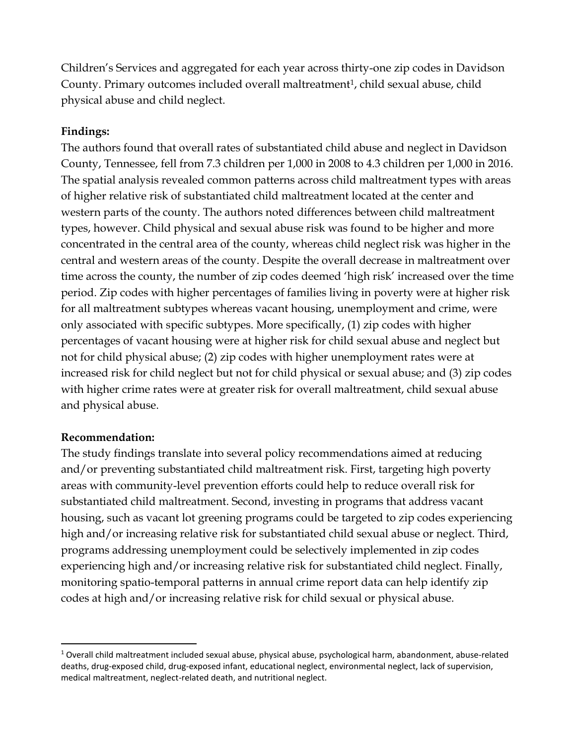Children's Services and aggregated for each year across thirty-one zip codes in Davidson County. Primary outcomes included overall maltreatment[1], child sexual abuse, child physical abuse and child neglect.

**Findings:**

The authors found that overall rates of substantiated child abuse and neglect in Davidson County, Tennessee, fell from 7.3 children per 1,000 in 2008 to 4.3 children per 1,000 in 2016. The spatial analysis revealed common patterns across child maltreatment types with areas of higher relative risk of substantiated child maltreatment located at the center and western parts of the county. The authors noted differences between child maltreatment types, however. Child physical and sexual abuse risk was found to be higher and more concentrated in the central area of the county, whereas child neglect risk was higher in the central and western areas of the county. Despite the overall decrease in maltreatment over time across the county, the number of zip codes deemed 'high risk' increased over the time period. Zip codes with higher percentages of families living in poverty were at higher risk for all maltreatment subtypes whereas vacant housing, unemployment and crime, were only associated with specific subtypes. More specifically, (1) zip codes with higher percentages of vacant housing were at higher risk for child sexual abuse and neglect but not for child physical abuse; (2) zip codes with higher unemployment rates were at increased risk for child neglect but not for child physical or sexual abuse; and (3) zip codes with higher crime rates were at greater risk for overall maltreatment, child sexual abuse and physical abuse.

**Recommendation:**

The study findings translate into several policy recommendations aimed at reducing and/or preventing substantiated child maltreatment risk. First, targeting high poverty areas with community-level prevention efforts could help to reduce overall risk for substantiated child maltreatment. Second, investing in programs that address vacant housing, such as vacant lot greening programs could be targeted to zip codes experiencing high and/or increasing relative risk for substantiated child sexual abuse or neglect. Third, programs addressing unemployment could be selectively implemented in zip codes experiencing high and/or increasing relative risk for substantiated child neglect. Finally, monitoring spatio-temporal patterns in annual crime report data can help identify zip codes at high and/or increasing relative risk for child sexual or physical abuse.

---

[1] Overall child maltreatment included sexual abuse, physical abuse, psychological harm, abandonment, abuse-related deaths, drug-exposed child, drug-exposed infant, educational neglect, environmental neglect, lack of supervision, medical maltreatment, neglect-related death, and nutritional neglect.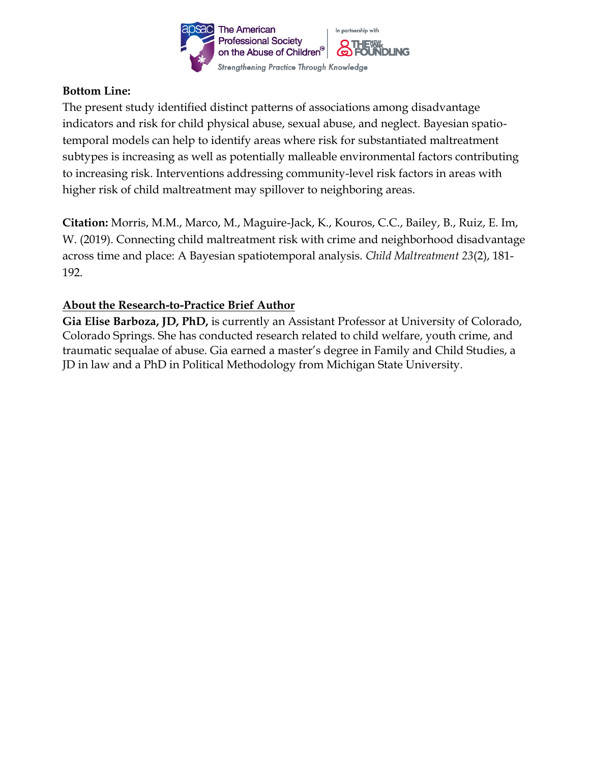**Bottom Line:**

The present study identified distinct patterns of associations among disadvantage indicators and risk for child physical abuse, sexual abuse, and neglect. Bayesian spatio-temporal models can help to identify areas where risk for substantiated maltreatment subtypes is increasing as well as potentially malleable environmental factors contributing to increasing risk. Interventions addressing community-level risk factors in areas with higher risk of child maltreatment may spillover to neighboring areas.

**Citation:** Morris, M.M., Marco, M., Maguire-Jack, K., Kouros, C.C., Bailey, B., Ruiz, E. Im, W. (2019). Connecting child maltreatment risk with crime and neighborhood disadvantage across time and place: A Bayesian spatiotemporal analysis. *Child Maltreatment 23*(2), 181-192.

**About the Research-to-Practice Brief Author**

**Gia Elise Barboza, JD, PhD,** is currently an Assistant Professor at University of Colorado, Colorado Springs. She has conducted research related to child welfare, youth crime, and traumatic sequalae of abuse. Gia earned a master's degree in Family and Child Studies, a JD in law and a PhD in Political Methodology from Michigan State University.